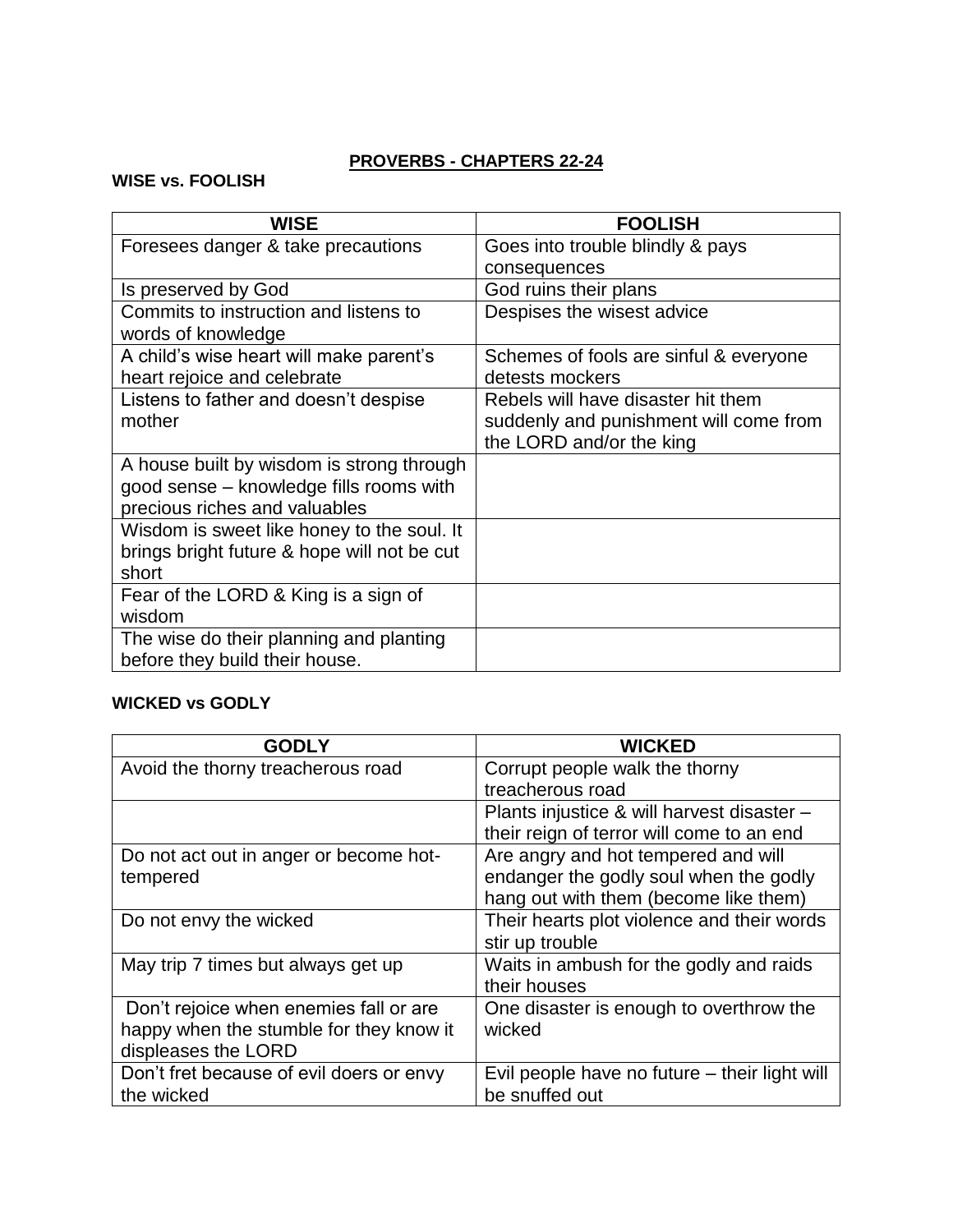## PROVERBS - CHAPTERS 22-24

**WISE vs. FOOLISH**

| WISE | FOOLISH |
|---|---|
| Foresees danger & take precautions | Goes into trouble blindly & pays consequences |
| Is preserved by God | God ruins their plans |
| Commits to instruction and listens to words of knowledge | Despises the wisest advice |
| A child's wise heart will make parent's heart rejoice and celebrate | Schemes of fools are sinful & everyone detests mockers |
| Listens to father and doesn't despise mother | Rebels will have disaster hit them suddenly and punishment will come from the LORD and/or the king |
| A house built by wisdom is strong through good sense – knowledge fills rooms with precious riches and valuables | |
| Wisdom is sweet like honey to the soul. It brings bright future & hope will not be cut short | |
| Fear of the LORD & King is a sign of wisdom | |
| The wise do their planning and planting before they build their house. | |

**WICKED vs GODLY**

| GODLY | WICKED |
|---|---|
| Avoid the thorny treacherous road | Corrupt people walk the thorny treacherous road |
| | Plants injustice & will harvest disaster – their reign of terror will come to an end |
| Do not act out in anger or become hot-tempered | Are angry and hot tempered and will endanger the godly soul when the godly hang out with them (become like them) |
| Do not envy the wicked | Their hearts plot violence and their words stir up trouble |
| May trip 7 times but always get up | Waits in ambush for the godly and raids their houses |
| Don't rejoice when enemies fall or are happy when the stumble for they know it displeases the LORD | One disaster is enough to overthrow the wicked |
| Don't fret because of evil doers or envy the wicked | Evil people have no future – their light will be snuffed out |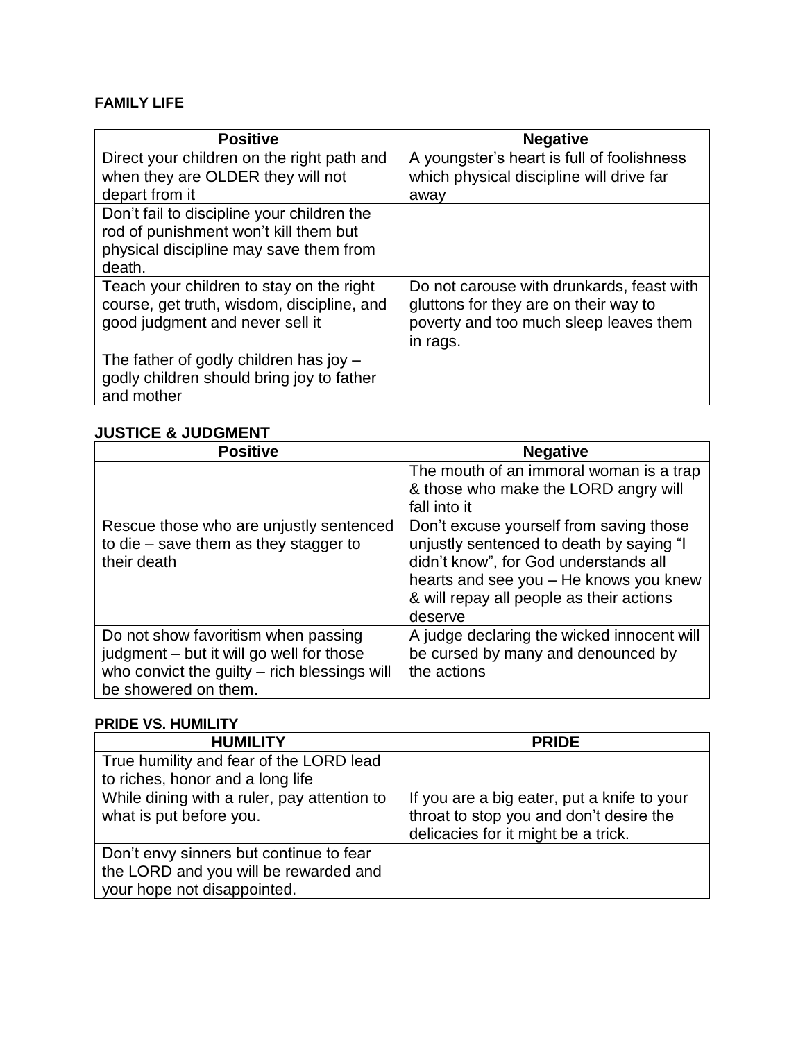**FAMILY LIFE**

| Positive | Negative |
|---|---|
| Direct your children on the right path and when they are OLDER they will not depart from it | A youngster's heart is full of foolishness which physical discipline will drive far away |
| Don't fail to discipline your children the rod of punishment won't kill them but physical discipline may save them from death. | |
| Teach your children to stay on the right course, get truth, wisdom, discipline, and good judgment and never sell it | Do not carouse with drunkards, feast with gluttons for they are on their way to poverty and too much sleep leaves them in rags. |
| The father of godly children has joy – godly children should bring joy to father and mother | |

**JUSTICE & JUDGMENT**

| Positive | Negative |
|---|---|
| | The mouth of an immoral woman is a trap & those who make the LORD angry will fall into it |
| Rescue those who are unjustly sentenced to die – save them as they stagger to their death | Don't excuse yourself from saving those unjustly sentenced to death by saying "I didn't know", for God understands all hearts and see you – He knows you knew & will repay all people as their actions deserve |
| Do not show favoritism when passing judgment – but it will go well for those who convict the guilty – rich blessings will be showered on them. | A judge declaring the wicked innocent will be cursed by many and denounced by the actions |

**PRIDE VS. HUMILITY**

| HUMILITY | PRIDE |
|---|---|
| True humility and fear of the LORD lead to riches, honor and a long life | |
| While dining with a ruler, pay attention to what is put before you. | If you are a big eater, put a knife to your throat to stop you and don't desire the delicacies for it might be a trick. |
| Don't envy sinners but continue to fear the LORD and you will be rewarded and your hope not disappointed. | |